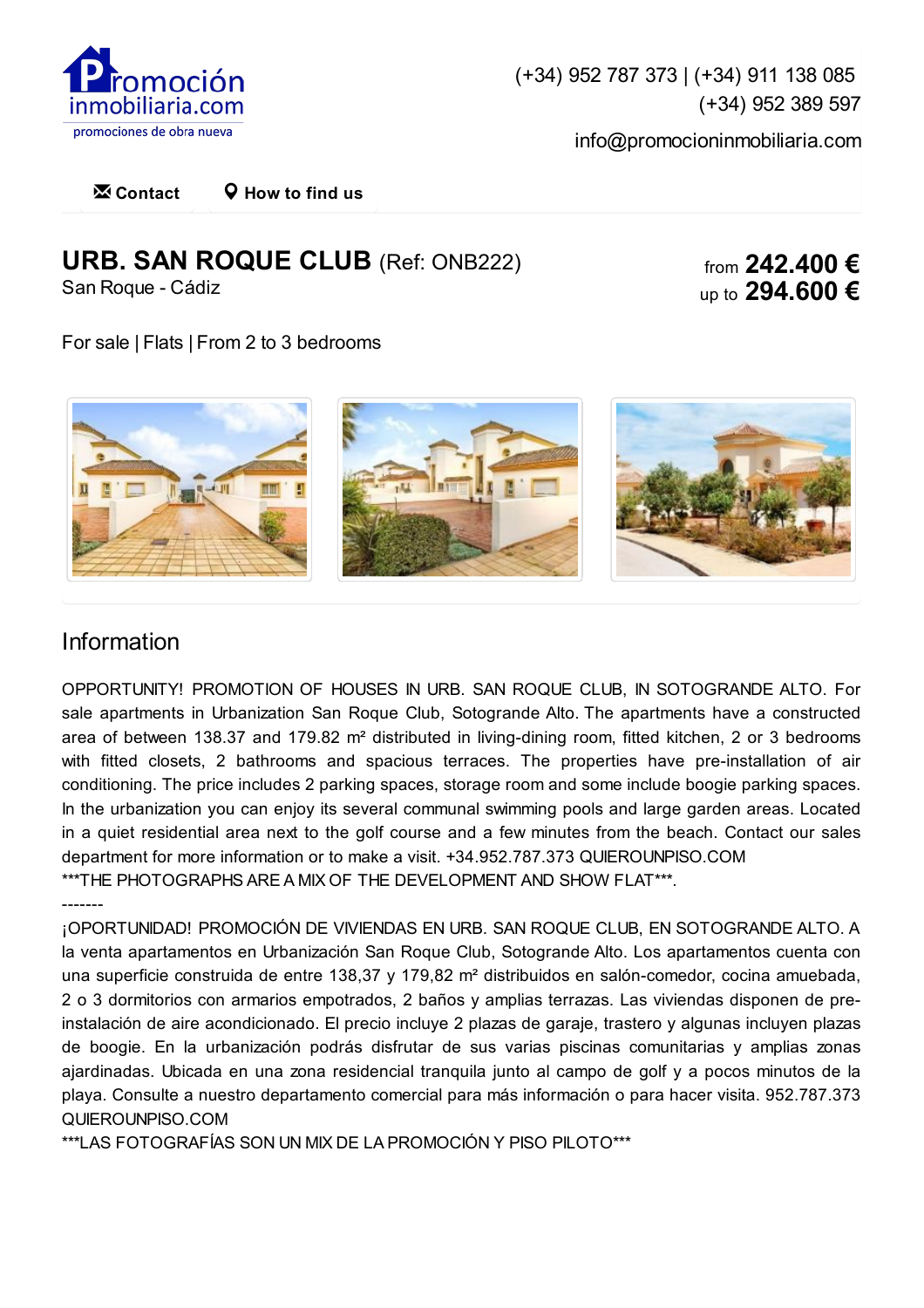Promoción inmobiliaria.com
promociones de obra nueva

(+34) 952 787 373 | (+34) 911 138 085
(+34) 952 389 597
info@promocioninmobiliaria.com

Contact | How to find us

# URB. SAN ROQUE CLUB (Ref: ONB222)

San Roque - Cádiz

from **242.400 €**
up to **294.600 €**

For sale | Flats | From 2 to 3 bedrooms

## Information

OPPORTUNITY! PROMOTION OF HOUSES IN URB. SAN ROQUE CLUB, IN SOTOGRANDE ALTO. For sale apartments in Urbanization San Roque Club, Sotogrande Alto. The apartments have a constructed area of between 138.37 and 179.82 m² distributed in living-dining room, fitted kitchen, 2 or 3 bedrooms with fitted closets, 2 bathrooms and spacious terraces. The properties have pre-installation of air conditioning. The price includes 2 parking spaces, storage room and some include boogie parking spaces. In the urbanization you can enjoy its several communal swimming pools and large garden areas. Located in a quiet residential area next to the golf course and a few minutes from the beach. Contact our sales department for more information or to make a visit. +34.952.787.373 QUIEROUNPISO.COM
***THE PHOTOGRAPHS ARE A MIX OF THE DEVELOPMENT AND SHOW FLAT***.
-------
¡OPORTUNIDAD! PROMOCIÓN DE VIVIENDAS EN URB. SAN ROQUE CLUB, EN SOTOGRANDE ALTO. A la venta apartamentos en Urbanización San Roque Club, Sotogrande Alto. Los apartamentos cuenta con una superficie construida de entre 138,37 y 179,82 m² distribuidos en salón-comedor, cocina amuebada, 2 o 3 dormitorios con armarios empotrados, 2 baños y amplias terrazas. Las viviendas disponen de pre-instalación de aire acondicionado. El precio incluye 2 plazas de garaje, trastero y algunas incluyen plazas de boogie. En la urbanización podrás disfrutar de sus varias piscinas comunitarias y amplias zonas ajardinadas. Ubicada en una zona residencial tranquila junto al campo de golf y a pocos minutos de la playa. Consulte a nuestro departamento comercial para más información o para hacer visita. 952.787.373 QUIEROUNPISO.COM
***LAS FOTOGRAFÍAS SON UN MIX DE LA PROMOCIÓN Y PISO PILOTO***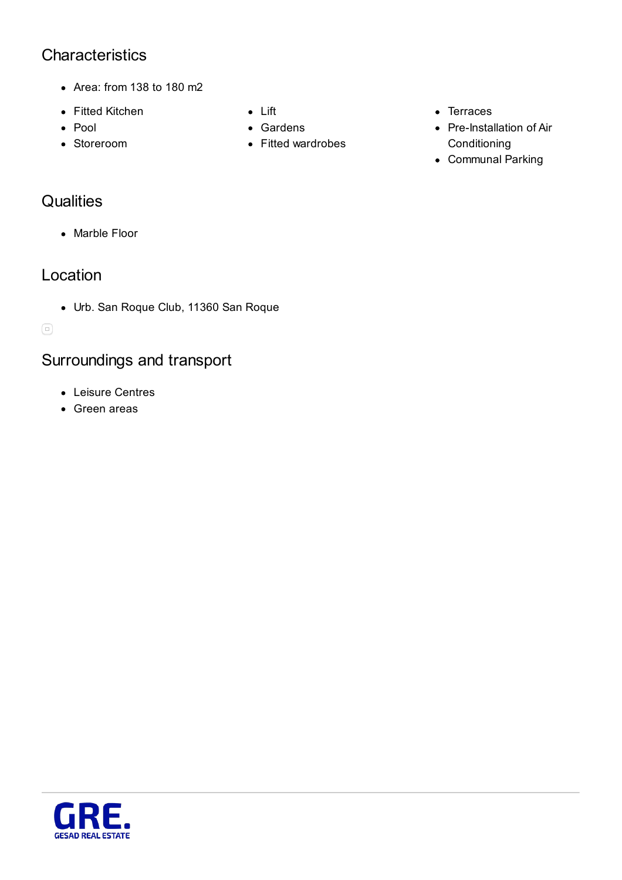## Characteristics

- Area: from 138 to 180 m2

- Fitted Kitchen
- Pool
- Storeroom
- Lift
- Gardens
- Fitted wardrobes
- Terraces
- Pre-Installation of Air Conditioning
- Communal Parking

## Qualities

- Marble Floor

## Location

- Urb. San Roque Club, 11360 San Roque

## Surroundings and transport

- Leisure Centres
- Green areas